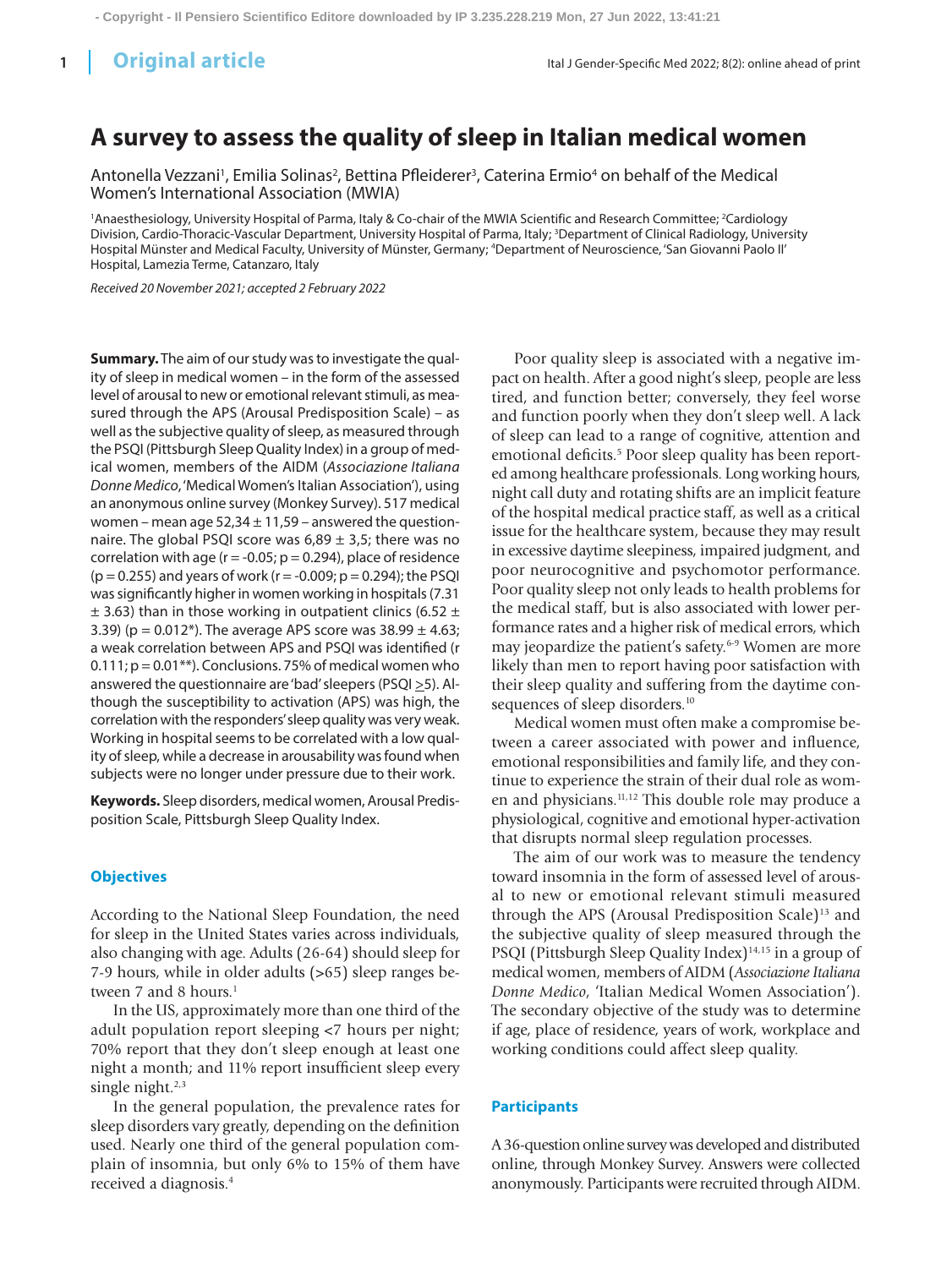Original article

# A survey to assess the quality of sleep in Italian medical women

Antonella Vezzani[1], Emilia Solinas[2], Bettina Pfleiderer[3], Caterina Ermio[4] on behalf of the Medical Women's International Association (MWIA)

[1]Anaesthesiology, University Hospital of Parma, Italy & Co-chair of the MWIA Scientific and Research Committee; [2]Cardiology Division, Cardio-Thoracic-Vascular Department, University Hospital of Parma, Italy; [3]Department of Clinical Radiology, University Hospital Münster and Medical Faculty, University of Münster, Germany; [4]Department of Neuroscience, 'San Giovanni Paolo II' Hospital, Lamezia Terme, Catanzaro, Italy

*Received 20 November 2021; accepted 2 February 2022*

**Summary.** The aim of our study was to investigate the quality of sleep in medical women – in the form of the assessed level of arousal to new or emotional relevant stimuli, as measured through the APS (Arousal Predisposition Scale) – as well as the subjective quality of sleep, as measured through the PSQI (Pittsburgh Sleep Quality Index) in a group of medical women, members of the AIDM (*Associazione Italiana Donne Medico*, 'Medical Women's Italian Association'), using an anonymous online survey (Monkey Survey). 517 medical women – mean age 52,34 ± 11,59 – answered the questionnaire. The global PSQI score was 6,89 ± 3,5; there was no correlation with age (r = -0.05; p = 0.294), place of residence (p = 0.255) and years of work (r = -0.009; p = 0.294); the PSQI was significantly higher in women working in hospitals (7.31 ± 3.63) than in those working in outpatient clinics (6.52 ± 3.39) (p = 0.012*). The average APS score was 38.99 ± 4.63; a weak correlation between APS and PSQI was identified (r 0.111; p = 0.01**). Conclusions. 75% of medical women who answered the questionnaire are 'bad' sleepers (PSQI ≥5). Although the susceptibility to activation (APS) was high, the correlation with the responders' sleep quality was very weak. Working in hospital seems to be correlated with a low quality of sleep, while a decrease in arousability was found when subjects were no longer under pressure due to their work.

**Keywords.** Sleep disorders, medical women, Arousal Predisposition Scale, Pittsburgh Sleep Quality Index.

## Objectives

According to the National Sleep Foundation, the need for sleep in the United States varies across individuals, also changing with age. Adults (26-64) should sleep for 7-9 hours, while in older adults (>65) sleep ranges between 7 and 8 hours.[1]

In the US, approximately more than one third of the adult population report sleeping <7 hours per night; 70% report that they don't sleep enough at least one night a month; and 11% report insufficient sleep every single night.[2,3]

In the general population, the prevalence rates for sleep disorders vary greatly, depending on the definition used. Nearly one third of the general population complain of insomnia, but only 6% to 15% of them have received a diagnosis.[4]

Poor quality sleep is associated with a negative impact on health. After a good night's sleep, people are less tired, and function better; conversely, they feel worse and function poorly when they don't sleep well. A lack of sleep can lead to a range of cognitive, attention and emotional deficits.[5] Poor sleep quality has been reported among healthcare professionals. Long working hours, night call duty and rotating shifts are an implicit feature of the hospital medical practice staff, as well as a critical issue for the healthcare system, because they may result in excessive daytime sleepiness, impaired judgment, and poor neurocognitive and psychomotor performance. Poor quality sleep not only leads to health problems for the medical staff, but is also associated with lower performance rates and a higher risk of medical errors, which may jeopardize the patient's safety.[6-9] Women are more likely than men to report having poor satisfaction with their sleep quality and suffering from the daytime consequences of sleep disorders.[10]

Medical women must often make a compromise between a career associated with power and influence, emotional responsibilities and family life, and they continue to experience the strain of their dual role as women and physicians.[11,12] This double role may produce a physiological, cognitive and emotional hyper-activation that disrupts normal sleep regulation processes.

The aim of our work was to measure the tendency toward insomnia in the form of assessed level of arousal to new or emotional relevant stimuli measured through the APS (Arousal Predisposition Scale)[13] and the subjective quality of sleep measured through the PSQI (Pittsburgh Sleep Quality Index)[14,15] in a group of medical women, members of AIDM (*Associazione Italiana Donne Medico*, 'Italian Medical Women Association'). The secondary objective of the study was to determine if age, place of residence, years of work, workplace and working conditions could affect sleep quality.

## Participants

A 36-question online survey was developed and distributed online, through Monkey Survey. Answers were collected anonymously. Participants were recruited through AIDM.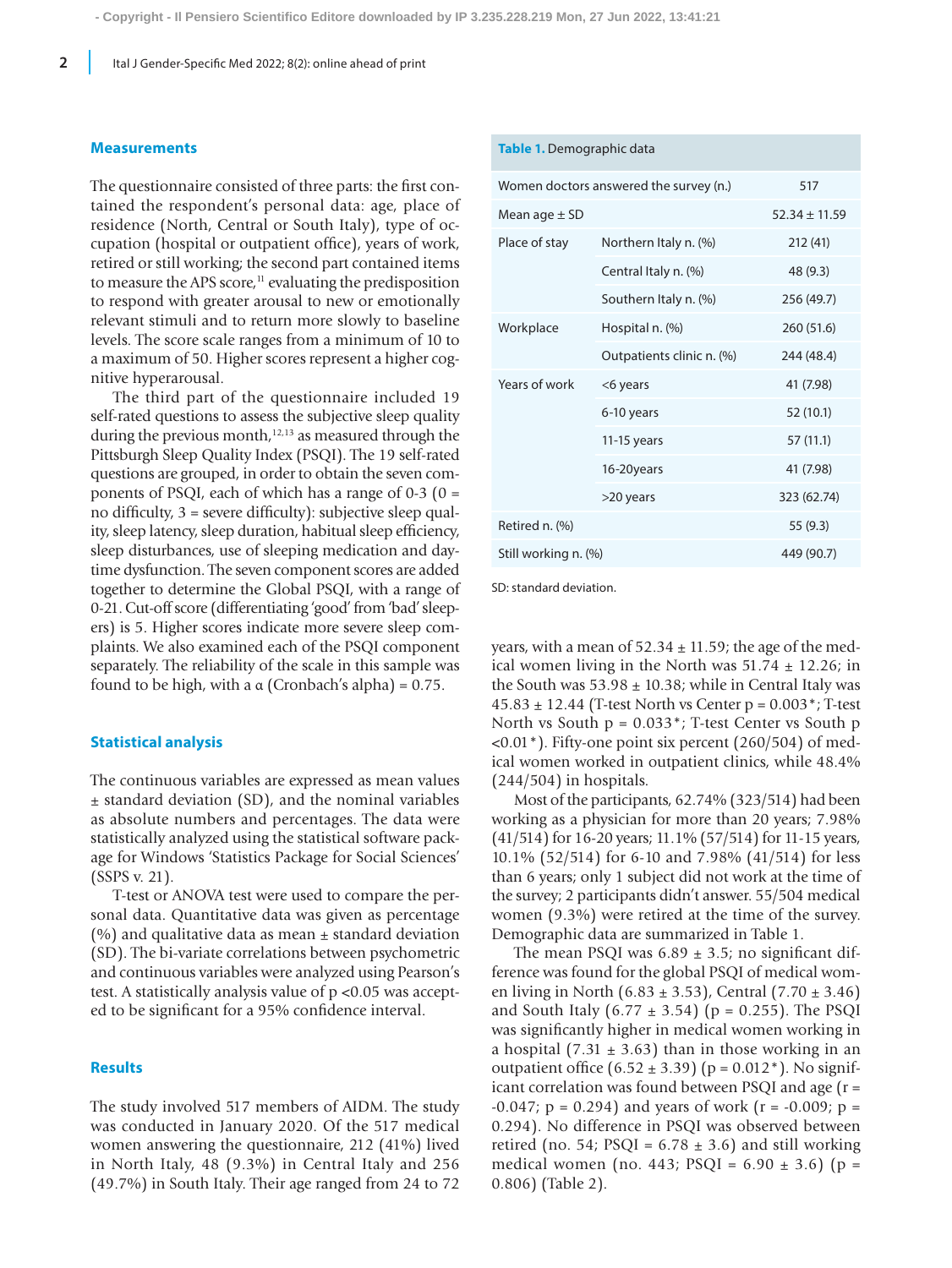## Measurements

The questionnaire consisted of three parts: the first contained the respondent's personal data: age, place of residence (North, Central or South Italy), type of occupation (hospital or outpatient office), years of work, retired or still working; the second part contained items to measure the APS score,[11] evaluating the predisposition to respond with greater arousal to new or emotionally relevant stimuli and to return more slowly to baseline levels. The score scale ranges from a minimum of 10 to a maximum of 50. Higher scores represent a higher cognitive hyperarousal.

The third part of the questionnaire included 19 self-rated questions to assess the subjective sleep quality during the previous month,[12,13] as measured through the Pittsburgh Sleep Quality Index (PSQI). The 19 self-rated questions are grouped, in order to obtain the seven components of PSQI, each of which has a range of 0-3 (0 = no difficulty, 3 = severe difficulty): subjective sleep quality, sleep latency, sleep duration, habitual sleep efficiency, sleep disturbances, use of sleeping medication and daytime dysfunction. The seven component scores are added together to determine the Global PSQI, with a range of 0-21. Cut-off score (differentiating 'good' from 'bad' sleepers) is 5. Higher scores indicate more severe sleep complaints. We also examined each of the PSQI component separately. The reliability of the scale in this sample was found to be high, with a α (Cronbach's alpha) = 0.75.

## Statistical analysis

The continuous variables are expressed as mean values ± standard deviation (SD), and the nominal variables as absolute numbers and percentages. The data were statistically analyzed using the statistical software package for Windows 'Statistics Package for Social Sciences' (SSPS v. 21).

T-test or ANOVA test were used to compare the personal data. Quantitative data was given as percentage (%) and qualitative data as mean ± standard deviation (SD). The bi-variate correlations between psychometric and continuous variables were analyzed using Pearson's test. A statistically analysis value of $p < 0.05$ was accepted to be significant for a 95% confidence interval.

## Results

The study involved 517 members of AIDM. The study was conducted in January 2020. Of the 517 medical women answering the questionnaire, 212 (41%) lived in North Italy, 48 (9.3%) in Central Italy and 256 (49.7%) in South Italy. Their age ranged from 24 to 72 years, with a mean of 52.34 ± 11.59; the age of the medical women living in the North was 51.74 ± 12.26; in the South was 53.98 ± 10.38; while in Central Italy was 45.83 ± 12.44 (T-test North vs Center p = 0.003*; T-test North vs South p = 0.033*; T-test Center vs South p <0.01*). Fifty-one point six percent (260/504) of medical women worked in outpatient clinics, while 48.4% (244/504) in hospitals.

Most of the participants, 62.74% (323/514) had been working as a physician for more than 20 years; 7.98% (41/514) for 16-20 years; 11.1% (57/514) for 11-15 years, 10.1% (52/514) for 6-10 and 7.98% (41/514) for less than 6 years; only 1 subject did not work at the time of the survey; 2 participants didn't answer. 55/504 medical women (9.3%) were retired at the time of the survey. Demographic data are summarized in Table 1.

**Table 1.** Demographic data

| | | |
|---|---|---|
| Women doctors answered the survey (n.) | | 517 |
| Mean age ± SD | | 52.34 ± 11.59 |
| Place of stay | Northern Italy n. (%) | 212 (41) |
| | Central Italy n. (%) | 48 (9.3) |
| | Southern Italy n. (%) | 256 (49.7) |
| Workplace | Hospital n. (%) | 260 (51.6) |
| | Outpatients clinic n. (%) | 244 (48.4) |
| Years of work | <6 years | 41 (7.98) |
| | 6-10 years | 52 (10.1) |
| | 11-15 years | 57 (11.1) |
| | 16-20years | 41 (7.98) |
| | >20 years | 323 (62.74) |
| Retired n. (%) | | 55 (9.3) |
| Still working n. (%) | | 449 (90.7) |

SD: standard deviation.

The mean PSQI was 6.89 ± 3.5; no significant difference was found for the global PSQI of medical women living in North (6.83 ± 3.53), Central (7.70 ± 3.46) and South Italy (6.77 ± 3.54) (p = 0.255). The PSQI was significantly higher in medical women working in a hospital (7.31 ± 3.63) than in those working in an outpatient office (6.52 ± 3.39) (p = 0.012*). No significant correlation was found between PSQI and age (r = -0.047; p = 0.294) and years of work (r = -0.009; p = 0.294). No difference in PSQI was observed between retired (no. 54; PSQI = 6.78 ± 3.6) and still working medical women (no. 443; PSQI = 6.90 ± 3.6) (p = 0.806) (Table 2).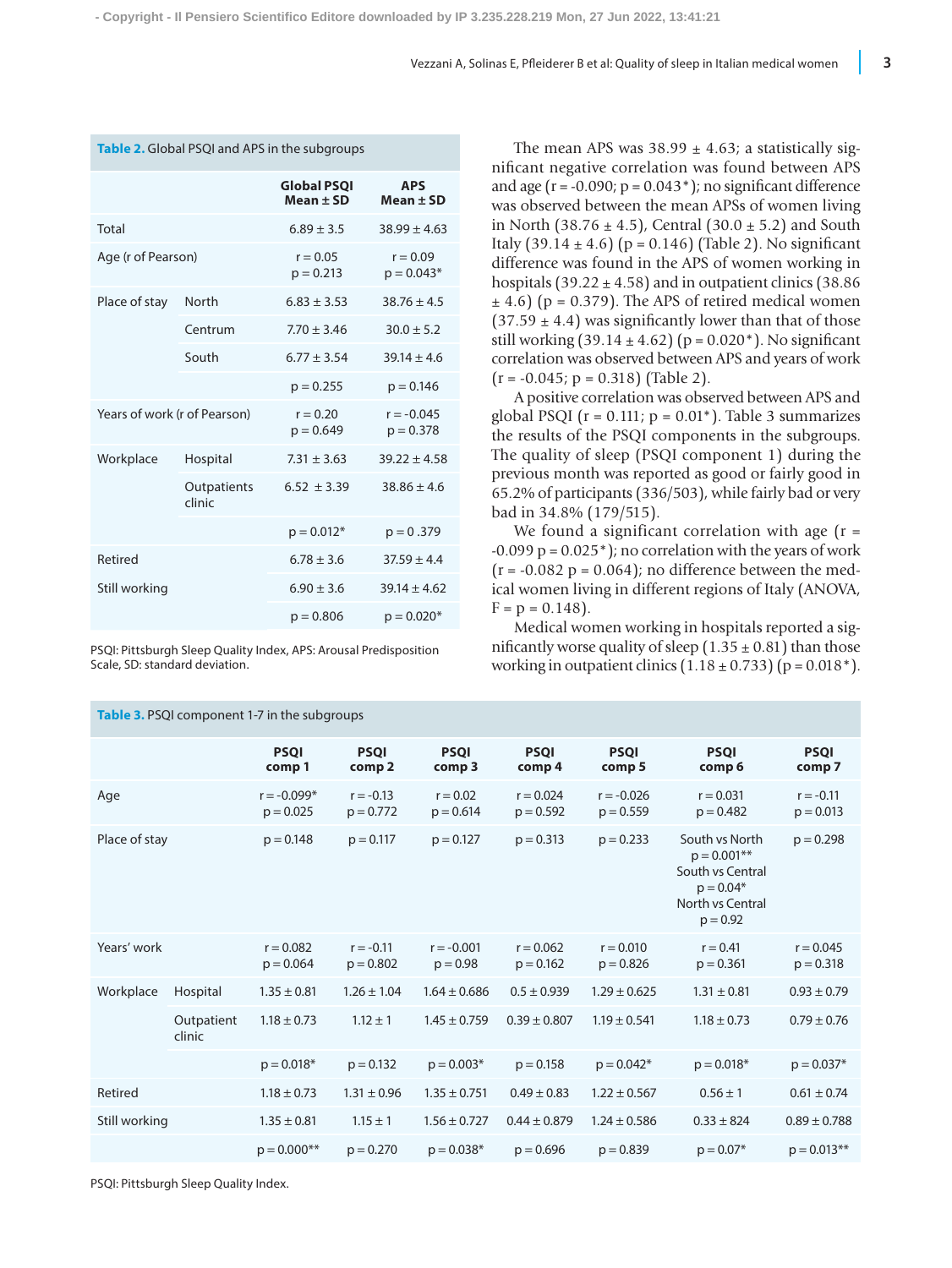**Table 2.** Global PSQI and APS in the subgroups

| | | Global PSQI Mean ± SD | APS Mean ± SD |
|---|---|---|---|
| Total | | 6.89 ± 3.5 | 38.99 ± 4.63 |
| Age (r of Pearson) | | r = 0.05 p = 0.213 | r = 0.09 p = 0.043* |
| Place of stay | North | 6.83 ± 3.53 | 38.76 ± 4.5 |
| | Centrum | 7.70 ± 3.46 | 30.0 ± 5.2 |
| | South | 6.77 ± 3.54 | 39.14 ± 4.6 |
| | | p = 0.255 | p = 0.146 |
| Years of work (r of Pearson) | | r = 0.20 p = 0.649 | r = -0.045 p = 0.378 |
| Workplace | Hospital | 7.31 ± 3.63 | 39.22 ± 4.58 |
| | Outpatients clinic | 6.52 ± 3.39 | 38.86 ± 4.6 |
| | | p = 0.012* | p = 0 .379 |
| Retired | | 6.78 ± 3.6 | 37.59 ± 4.4 |
| Still working | | 6.90 ± 3.6 | 39.14 ± 4.62 |
| | | p = 0.806 | p = 0.020* |

PSQI: Pittsburgh Sleep Quality Index, APS: Arousal Predisposition Scale, SD: standard deviation.

The mean APS was 38.99 ± 4.63; a statistically significant negative correlation was found between APS and age (r = -0.090; p = 0.043*); no significant difference was observed between the mean APSs of women living in North (38.76 ± 4.5), Central (30.0 ± 5.2) and South Italy (39.14 ± 4.6) (p = 0.146) (Table 2). No significant difference was found in the APS of women working in hospitals (39.22 ± 4.58) and in outpatient clinics (38.86 ± 4.6) (p = 0.379). The APS of retired medical women (37.59 ± 4.4) was significantly lower than that of those still working (39.14 ± 4.62) (p = 0.020*). No significant correlation was observed between APS and years of work (r = -0.045; p = 0.318) (Table 2).

A positive correlation was observed between APS and global PSQI (r = 0.111; p = 0.01*). Table 3 summarizes the results of the PSQI components in the subgroups. The quality of sleep (PSQI component 1) during the previous month was reported as good or fairly good in 65.2% of participants (336/503), while fairly bad or very bad in 34.8% (179/515).

We found a significant correlation with age (r = -0.099 p = 0.025*); no correlation with the years of work (r = -0.082 p = 0.064); no difference between the medical women living in different regions of Italy (ANOVA, F = p = 0.148).

Medical women working in hospitals reported a significantly worse quality of sleep (1.35 ± 0.81) than those working in outpatient clinics (1.18 ± 0.733) (p = 0.018*).

**Table 3.** PSQI component 1-7 in the subgroups

| | | PSQI comp 1 | PSQI comp 2 | PSQI comp 3 | PSQI comp 4 | PSQI comp 5 | PSQI comp 6 | PSQI comp 7 |
|---|---|---|---|---|---|---|---|---|
| Age | | r = -0.099* p = 0.025 | r = -0.13 p = 0.772 | r = 0.02 p = 0.614 | r = 0.024 p = 0.592 | r = -0.026 p = 0.559 | r = 0.031 p = 0.482 | r = -0.11 p = 0.013 |
| Place of stay | | p = 0.148 | p = 0.117 | p = 0.127 | p = 0.313 | p = 0.233 | South vs North p = 0.001** South vs Central p = 0.04* North vs Central p = 0.92 | p = 0.298 |
| Years' work | | r = 0.082 p = 0.064 | r = -0.11 p = 0.802 | r = -0.001 p = 0.98 | r = 0.062 p = 0.162 | r = 0.010 p = 0.826 | r = 0.41 p = 0.361 | r = 0.045 p = 0.318 |
| Workplace | Hospital | 1.35 ± 0.81 | 1.26 ± 1.04 | 1.64 ± 0.686 | 0.5 ± 0.939 | 1.29 ± 0.625 | 1.31 ± 0.81 | 0.93 ± 0.79 |
| | Outpatient clinic | 1.18 ± 0.73 | 1.12 ± 1 | 1.45 ± 0.759 | 0.39 ± 0.807 | 1.19 ± 0.541 | 1.18 ± 0.73 | 0.79 ± 0.76 |
| | | p = 0.018* | p = 0.132 | p = 0.003* | p = 0.158 | p = 0.042* | p = 0.018* | p = 0.037* |
| Retired | | 1.18 ± 0.73 | 1.31 ± 0.96 | 1.35 ± 0.751 | 0.49 ± 0.83 | 1.22 ± 0.567 | 0.56 ± 1 | 0.61 ± 0.74 |
| Still working | | 1.35 ± 0.81 | 1.15 ± 1 | 1.56 ± 0.727 | 0.44 ± 0.879 | 1.24 ± 0.586 | 0.33 ± 824 | 0.89 ± 0.788 |
| | | p = 0.000** | p = 0.270 | p = 0.038* | p = 0.696 | p = 0.839 | p = 0.07* | p = 0.013** |

PSQI: Pittsburgh Sleep Quality Index.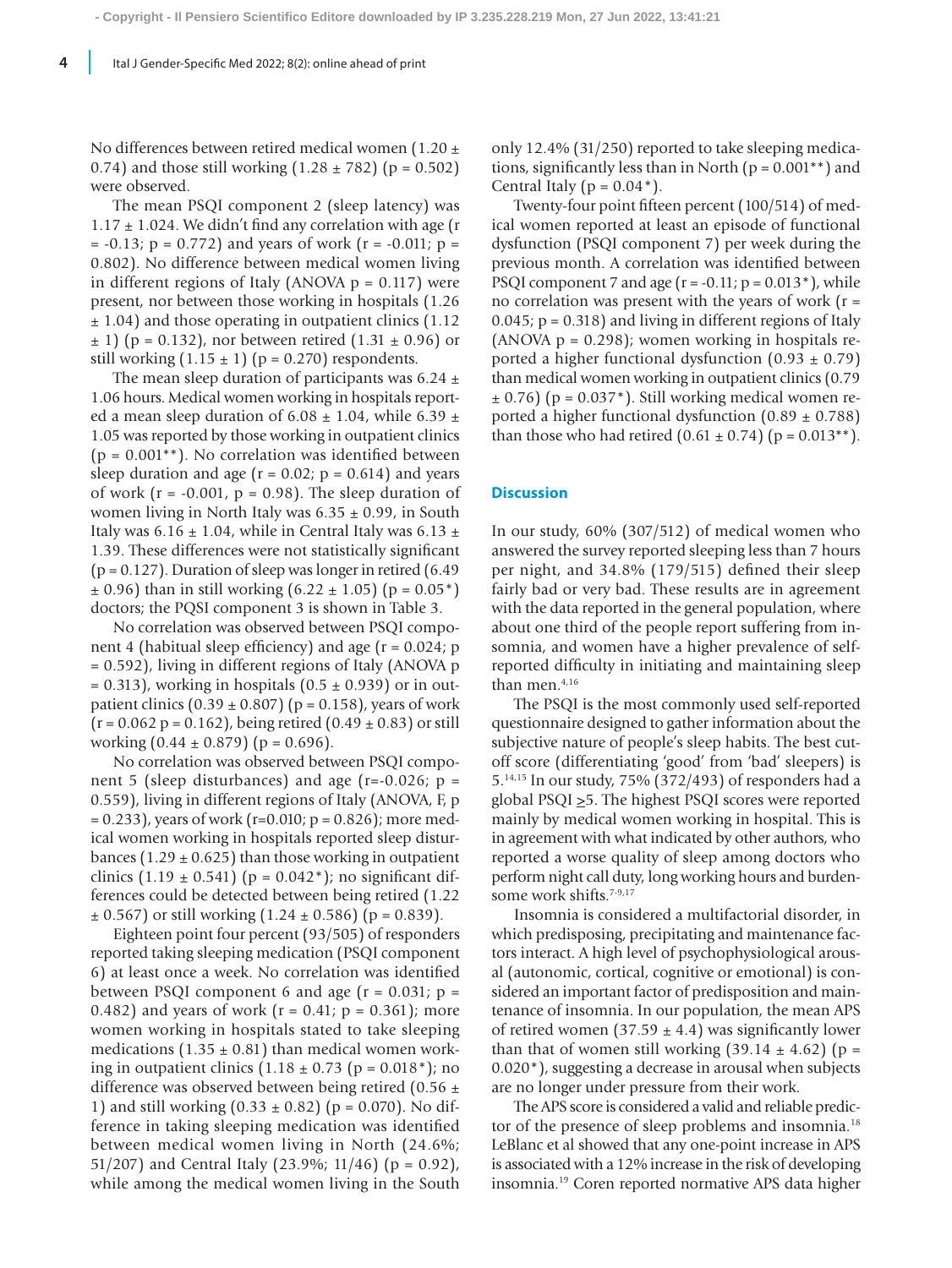No differences between retired medical women (1.20 ± 0.74) and those still working (1.28 ± 782) (p = 0.502) were observed.

The mean PSQI component 2 (sleep latency) was 1.17 ± 1.024. We didn't find any correlation with age (r = -0.13; p = 0.772) and years of work (r = -0.011; p = 0.802). No difference between medical women living in different regions of Italy (ANOVA p = 0.117) were present, nor between those working in hospitals (1.26 ± 1.04) and those operating in outpatient clinics (1.12 ± 1) (p = 0.132), nor between retired (1.31 ± 0.96) or still working (1.15 ± 1) (p = 0.270) respondents.

The mean sleep duration of participants was 6.24 ± 1.06 hours. Medical women working in hospitals reported a mean sleep duration of 6.08 ± 1.04, while 6.39 ± 1.05 was reported by those working in outpatient clinics (p = 0.001**). No correlation was identified between sleep duration and age (r = 0.02; p = 0.614) and years of work (r = -0.001, p = 0.98). The sleep duration of women living in North Italy was 6.35 ± 0.99, in South Italy was 6.16 ± 1.04, while in Central Italy was 6.13 ± 1.39. These differences were not statistically significant (p = 0.127). Duration of sleep was longer in retired (6.49 ± 0.96) than in still working (6.22 ± 1.05) (p = 0.05*) doctors; the PQSI component 3 is shown in Table 3.

No correlation was observed between PSQI component 4 (habitual sleep efficiency) and age (r = 0.024; p = 0.592), living in different regions of Italy (ANOVA p = 0.313), working in hospitals (0.5 ± 0.939) or in outpatient clinics (0.39 ± 0.807) (p = 0.158), years of work (r = 0.062 p = 0.162), being retired (0.49 ± 0.83) or still working (0.44 ± 0.879) (p = 0.696).

No correlation was observed between PSQI component 5 (sleep disturbances) and age (r=-0.026; p = 0.559), living in different regions of Italy (ANOVA, F, p = 0.233), years of work (r=0.010; p = 0.826); more medical women working in hospitals reported sleep disturbances (1.29 ± 0.625) than those working in outpatient clinics (1.19 ± 0.541) (p = 0.042*); no significant differences could be detected between being retired (1.22 ± 0.567) or still working (1.24 ± 0.586) (p = 0.839).

Eighteen point four percent (93/505) of responders reported taking sleeping medication (PSQI component 6) at least once a week. No correlation was identified between PSQI component 6 and age (r = 0.031; p = 0.482) and years of work (r = 0.41; p = 0.361); more women working in hospitals stated to take sleeping medications (1.35 ± 0.81) than medical women working in outpatient clinics (1.18 ± 0.73 (p = 0.018*); no difference was observed between being retired (0.56 ± 1) and still working (0.33 ± 0.82) (p = 0.070). No difference in taking sleeping medication was identified between medical women living in North (24.6%; 51/207) and Central Italy (23.9%; 11/46) (p = 0.92), while among the medical women living in the South only 12.4% (31/250) reported to take sleeping medications, significantly less than in North (p = 0.001**) and Central Italy (p = 0.04*).

Twenty-four point fifteen percent (100/514) of medical women reported at least an episode of functional dysfunction (PSQI component 7) per week during the previous month. A correlation was identified between PSQI component 7 and age (r = -0.11; p = 0.013*), while no correlation was present with the years of work (r = 0.045; p = 0.318) and living in different regions of Italy (ANOVA p = 0.298); women working in hospitals reported a higher functional dysfunction (0.93 ± 0.79) than medical women working in outpatient clinics (0.79 ± 0.76) (p = 0.037*). Still working medical women reported a higher functional dysfunction (0.89 ± 0.788) than those who had retired (0.61 ± 0.74) (p = 0.013**).

## Discussion

In our study, 60% (307/512) of medical women who answered the survey reported sleeping less than 7 hours per night, and 34.8% (179/515) defined their sleep fairly bad or very bad. These results are in agreement with the data reported in the general population, where about one third of the people report suffering from insomnia, and women have a higher prevalence of self-reported difficulty in initiating and maintaining sleep than men.[4,16]

The PSQI is the most commonly used self-reported questionnaire designed to gather information about the subjective nature of people's sleep habits. The best cut-off score (differentiating 'good' from 'bad' sleepers) is 5.[14,15] In our study, 75% (372/493) of responders had a global PSQI ≥5. The highest PSQI scores were reported mainly by medical women working in hospital. This is in agreement with what indicated by other authors, who reported a worse quality of sleep among doctors who perform night call duty, long working hours and burdensome work shifts.[7-9,17]

Insomnia is considered a multifactorial disorder, in which predisposing, precipitating and maintenance factors interact. A high level of psychophysiological arousal (autonomic, cortical, cognitive or emotional) is considered an important factor of predisposition and maintenance of insomnia. In our population, the mean APS of retired women (37.59 ± 4.4) was significantly lower than that of women still working (39.14 ± 4.62) (p = 0.020*), suggesting a decrease in arousal when subjects are no longer under pressure from their work.

The APS score is considered a valid and reliable predictor of the presence of sleep problems and insomnia.[18] LeBlanc et al showed that any one-point increase in APS is associated with a 12% increase in the risk of developing insomnia.[19] Coren reported normative APS data higher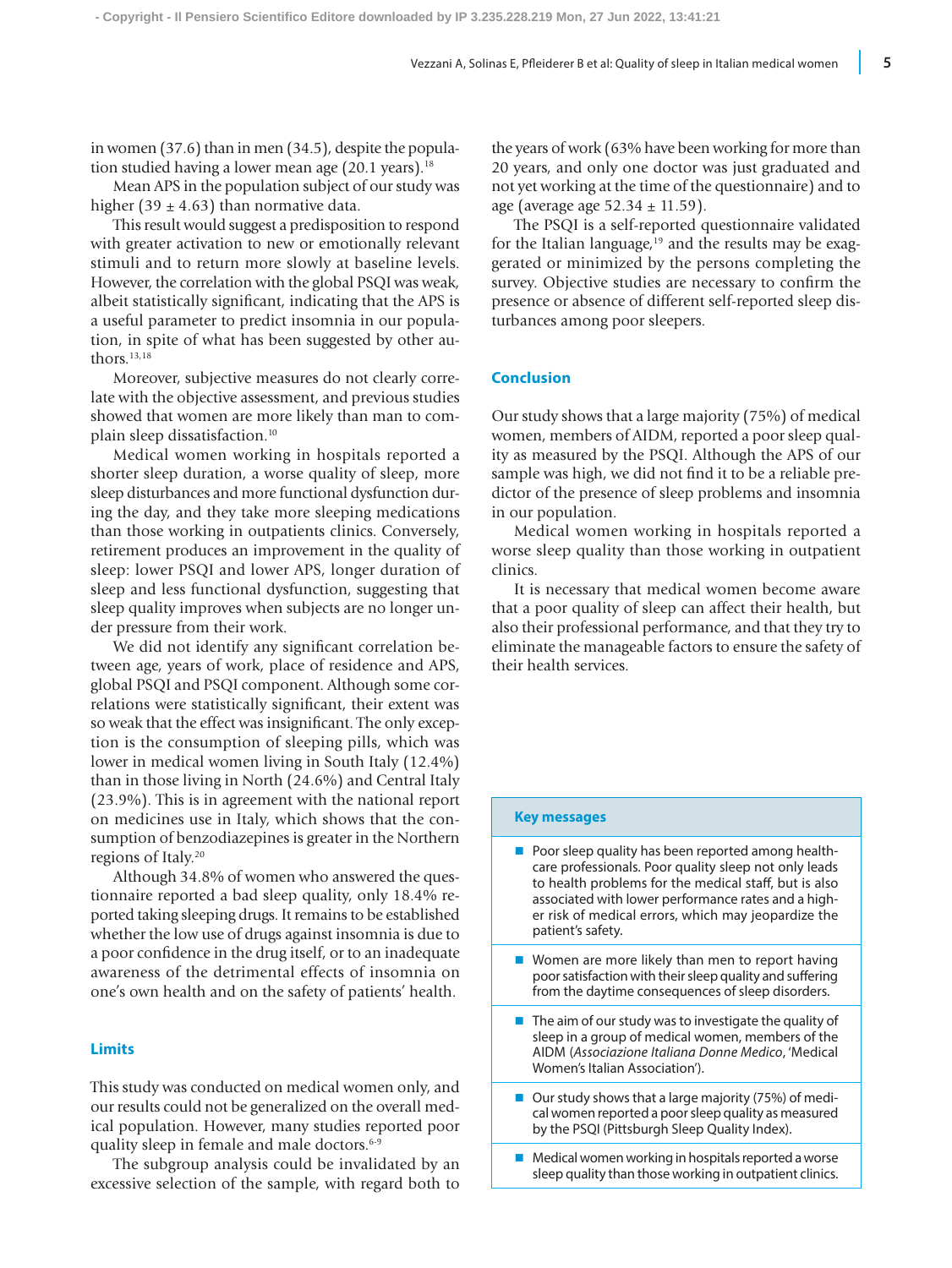in women (37.6) than in men (34.5), despite the population studied having a lower mean age (20.1 years).[18]

Mean APS in the population subject of our study was higher (39 ± 4.63) than normative data.

This result would suggest a predisposition to respond with greater activation to new or emotionally relevant stimuli and to return more slowly at baseline levels. However, the correlation with the global PSQI was weak, albeit statistically significant, indicating that the APS is a useful parameter to predict insomnia in our population, in spite of what has been suggested by other authors.[13,18]

Moreover, subjective measures do not clearly correlate with the objective assessment, and previous studies showed that women are more likely than man to complain sleep dissatisfaction.[10]

Medical women working in hospitals reported a shorter sleep duration, a worse quality of sleep, more sleep disturbances and more functional dysfunction during the day, and they take more sleeping medications than those working in outpatients clinics. Conversely, retirement produces an improvement in the quality of sleep: lower PSQI and lower APS, longer duration of sleep and less functional dysfunction, suggesting that sleep quality improves when subjects are no longer under pressure from their work.

We did not identify any significant correlation between age, years of work, place of residence and APS, global PSQI and PSQI component. Although some correlations were statistically significant, their extent was so weak that the effect was insignificant. The only exception is the consumption of sleeping pills, which was lower in medical women living in South Italy (12.4%) than in those living in North (24.6%) and Central Italy (23.9%). This is in agreement with the national report on medicines use in Italy, which shows that the consumption of benzodiazepines is greater in the Northern regions of Italy.[20]

Although 34.8% of women who answered the questionnaire reported a bad sleep quality, only 18.4% reported taking sleeping drugs. It remains to be established whether the low use of drugs against insomnia is due to a poor confidence in the drug itself, or to an inadequate awareness of the detrimental effects of insomnia on one's own health and on the safety of patients' health.

## Limits

This study was conducted on medical women only, and our results could not be generalized on the overall medical population. However, many studies reported poor quality sleep in female and male doctors.[6-9]

The subgroup analysis could be invalidated by an excessive selection of the sample, with regard both to the years of work (63% have been working for more than 20 years, and only one doctor was just graduated and not yet working at the time of the questionnaire) and to age (average age 52.34 ± 11.59).

The PSQI is a self-reported questionnaire validated for the Italian language,[19] and the results may be exaggerated or minimized by the persons completing the survey. Objective studies are necessary to confirm the presence or absence of different self-reported sleep disturbances among poor sleepers.

## Conclusion

Our study shows that a large majority (75%) of medical women, members of AIDM, reported a poor sleep quality as measured by the PSQI. Although the APS of our sample was high, we did not find it to be a reliable predictor of the presence of sleep problems and insomnia in our population.

Medical women working in hospitals reported a worse sleep quality than those working in outpatient clinics.

It is necessary that medical women become aware that a poor quality of sleep can affect their health, but also their professional performance, and that they try to eliminate the manageable factors to ensure the safety of their health services.

### Key messages

- Poor sleep quality has been reported among healthcare professionals. Poor quality sleep not only leads to health problems for the medical staff, but is also associated with lower performance rates and a higher risk of medical errors, which may jeopardize the patient's safety.
- Women are more likely than men to report having poor satisfaction with their sleep quality and suffering from the daytime consequences of sleep disorders.
- The aim of our study was to investigate the quality of sleep in a group of medical women, members of the AIDM (*Associazione Italiana Donne Medico*, 'Medical Women's Italian Association').
- Our study shows that a large majority (75%) of medical women reported a poor sleep quality as measured by the PSQI (Pittsburgh Sleep Quality Index).
- Medical women working in hospitals reported a worse sleep quality than those working in outpatient clinics.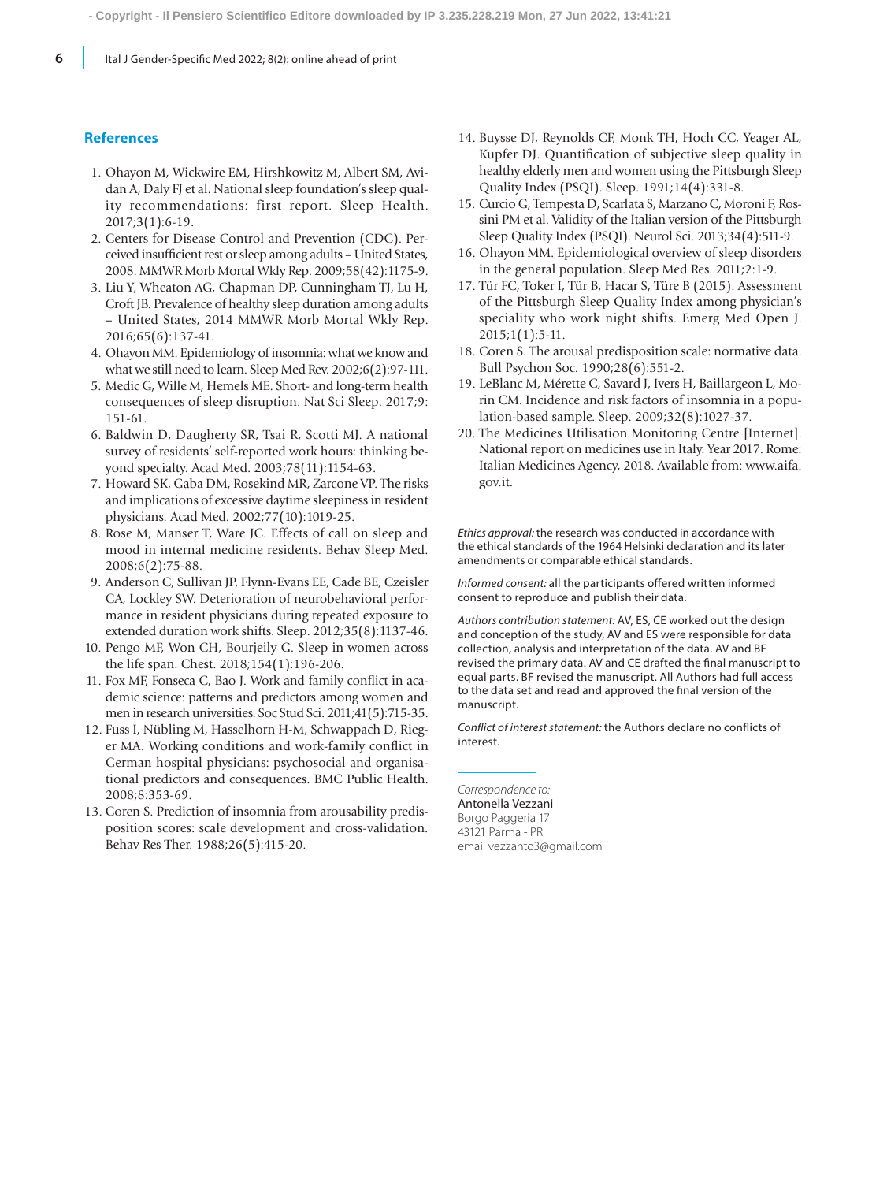## References

1. Ohayon M, Wickwire EM, Hirshkowitz M, Albert SM, Avidan A, Daly FJ et al. National sleep foundation's sleep quality recommendations: first report. Sleep Health. 2017;3(1):6-19.
2. Centers for Disease Control and Prevention (CDC). Perceived insufficient rest or sleep among adults – United States, 2008. MMWR Morb Mortal Wkly Rep. 2009;58(42):1175-9.
3. Liu Y, Wheaton AG, Chapman DP, Cunningham TJ, Lu H, Croft JB. Prevalence of healthy sleep duration among adults – United States, 2014 MMWR Morb Mortal Wkly Rep. 2016;65(6):137-41.
4. Ohayon MM. Epidemiology of insomnia: what we know and what we still need to learn. Sleep Med Rev. 2002;6(2):97-111.
5. Medic G, Wille M, Hemels ME. Short- and long-term health consequences of sleep disruption. Nat Sci Sleep. 2017;9:151-61.
6. Baldwin D, Daugherty SR, Tsai R, Scotti MJ. A national survey of residents' self-reported work hours: thinking beyond specialty. Acad Med. 2003;78(11):1154-63.
7. Howard SK, Gaba DM, Rosekind MR, Zarcone VP. The risks and implications of excessive daytime sleepiness in resident physicians. Acad Med. 2002;77(10):1019-25.
8. Rose M, Manser T, Ware JC. Effects of call on sleep and mood in internal medicine residents. Behav Sleep Med. 2008;6(2):75-88.
9. Anderson C, Sullivan JP, Flynn-Evans EE, Cade BE, Czeisler CA, Lockley SW. Deterioration of neurobehavioral performance in resident physicians during repeated exposure to extended duration work shifts. Sleep. 2012;35(8):1137-46.
10. Pengo MF, Won CH, Bourjeily G. Sleep in women across the life span. Chest. 2018;154(1):196-206.
11. Fox MF, Fonseca C, Bao J. Work and family conflict in academic science: patterns and predictors among women and men in research universities. Soc Stud Sci. 2011;41(5):715-35.
12. Fuss I, Nübling M, Hasselhorn H-M, Schwappach D, Rieger MA. Working conditions and work-family conflict in German hospital physicians: psychosocial and organisational predictors and consequences. BMC Public Health. 2008;8:353-69.
13. Coren S. Prediction of insomnia from arousability predisposition scores: scale development and cross-validation. Behav Res Ther. 1988;26(5):415-20.
14. Buysse DJ, Reynolds CF, Monk TH, Hoch CC, Yeager AL, Kupfer DJ. Quantification of subjective sleep quality in healthy elderly men and women using the Pittsburgh Sleep Quality Index (PSQI). Sleep. 1991;14(4):331-8.
15. Curcio G, Tempesta D, Scarlata S, Marzano C, Moroni F, Rossini PM et al. Validity of the Italian version of the Pittsburgh Sleep Quality Index (PSQI). Neurol Sci. 2013;34(4):511-9.
16. Ohayon MM. Epidemiological overview of sleep disorders in the general population. Sleep Med Res. 2011;2:1-9.
17. Tür FC, Toker I, Tür B, Hacar S, Türe B (2015). Assessment of the Pittsburgh Sleep Quality Index among physician's speciality who work night shifts. Emerg Med Open J. 2015;1(1):5-11.
18. Coren S. The arousal predisposition scale: normative data. Bull Psychon Soc. 1990;28(6):551-2.
19. LeBlanc M, Mérette C, Savard J, Ivers H, Baillargeon L, Morin CM. Incidence and risk factors of insomnia in a population-based sample. Sleep. 2009;32(8):1027-37.
20. The Medicines Utilisation Monitoring Centre [Internet]. National report on medicines use in Italy. Year 2017. Rome: Italian Medicines Agency, 2018. Available from: www.aifa.gov.it.

*Ethics approval:* the research was conducted in accordance with the ethical standards of the 1964 Helsinki declaration and its later amendments or comparable ethical standards.

*Informed consent:* all the participants offered written informed consent to reproduce and publish their data.

*Authors contribution statement:* AV, ES, CE worked out the design and conception of the study, AV and ES were responsible for data collection, analysis and interpretation of the data. AV and BF revised the primary data. AV and CE drafted the final manuscript to equal parts. BF revised the manuscript. All Authors had full access to the data set and read and approved the final version of the manuscript.

*Conflict of interest statement:* the Authors declare no conflicts of interest.

*Correspondence to:*
Antonella Vezzani
Borgo Paggeria 17
43121 Parma - PR
email vezzanto3@gmail.com